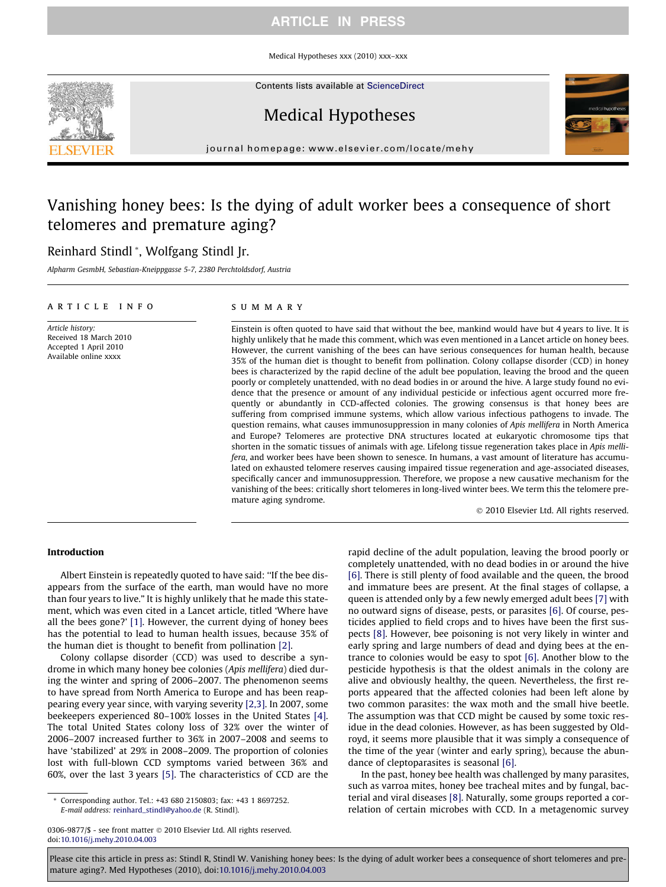# Vanishing honey bees: Is the dying of adult worker bees a consequence of short telomeres and premature aging?

Reinhard Stindl *, Wolfgang Stindl Jr.

*Alpharm GesmbH, Sebastian-Kneippgasse 5-7, 2380 Perchtoldsdorf, Austria*

**ARTICLE INFO**

*Article history:*
Received 18 March 2010
Accepted 1 April 2010
Available online xxxx

**SUMMARY**

Einstein is often quoted to have said that without the bee, mankind would have but 4 years to live. It is highly unlikely that he made this comment, which was even mentioned in a Lancet article on honey bees. However, the current vanishing of the bees can have serious consequences for human health, because 35% of the human diet is thought to benefit from pollination. Colony collapse disorder (CCD) in honey bees is characterized by the rapid decline of the adult bee population, leaving the brood and the queen poorly or completely unattended, with no dead bodies in or around the hive. A large study found no evidence that the presence or amount of any individual pesticide or infectious agent occurred more frequently or abundantly in CCD-affected colonies. The growing consensus is that honey bees are suffering from comprised immune systems, which allow various infectious pathogens to invade. The question remains, what causes immunosuppression in many colonies of *Apis mellifera* in North America and Europe? Telomeres are protective DNA structures located at eukaryotic chromosome tips that shorten in the somatic tissues of animals with age. Lifelong tissue regeneration takes place in *Apis mellifera*, and worker bees have been shown to senesce. In humans, a vast amount of literature has accumulated on exhausted telomere reserves causing impaired tissue regeneration and age-associated diseases, specifically cancer and immunosuppression. Therefore, we propose a new causative mechanism for the vanishing of the bees: critically short telomeres in long-lived winter bees. We term this the telomere premature aging syndrome.

© 2010 Elsevier Ltd. All rights reserved.

## Introduction

Albert Einstein is repeatedly quoted to have said: "If the bee disappears from the surface of the earth, man would have no more than four years to live." It is highly unlikely that he made this statement, which was even cited in a Lancet article, titled 'Where have all the bees gone?' [1]. However, the current dying of honey bees has the potential to lead to human health issues, because 35% of the human diet is thought to benefit from pollination [2].

Colony collapse disorder (CCD) was used to describe a syndrome in which many honey bee colonies (*Apis mellifera*) died during the winter and spring of 2006–2007. The phenomenon seems to have spread from North America to Europe and has been reappearing every year since, with varying severity [2,3]. In 2007, some beekeepers experienced 80–100% losses in the United States [4]. The total United States colony loss of 32% over the winter of 2006–2007 increased further to 36% in 2007–2008 and seems to have 'stabilized' at 29% in 2008–2009. The proportion of colonies lost with full-blown CCD symptoms varied between 36% and 60%, over the last 3 years [5]. The characteristics of CCD are the rapid decline of the adult population, leaving the brood poorly or completely unattended, with no dead bodies in or around the hive [6]. There is still plenty of food available and the queen, the brood and immature bees are present. At the final stages of collapse, a queen is attended only by a few newly emerged adult bees [7] with no outward signs of disease, pests, or parasites [6]. Of course, pesticides applied to field crops and to hives have been the first suspects [8]. However, bee poisoning is not very likely in winter and early spring and large numbers of dead and dying bees at the entrance to colonies would be easy to spot [6]. Another blow to the pesticide hypothesis is that the oldest animals in the colony are alive and obviously healthy, the queen. Nevertheless, the first reports appeared that the affected colonies had been left alone by two common parasites: the wax moth and the small hive beetle. The assumption was that CCD might be caused by some toxic residue in the dead colonies. However, as has been suggested by Oldroyd, it seems more plausible that it was simply a consequence of the time of the year (winter and early spring), because the abundance of cleptoparasites is seasonal [6].

In the past, honey bee health was challenged by many parasites, such as varroa mites, honey bee tracheal mites and by fungal, bacterial and viral diseases [8]. Naturally, some groups reported a correlation of certain microbes with CCD. In a metagenomic survey

* Corresponding author. Tel.: +43 680 2150803; fax: +43 1 8697252.
*E-mail address:* reinhard_stindl@yahoo.de (R. Stindl).

0306-9877/$ - see front matter © 2010 Elsevier Ltd. All rights reserved.
doi:10.1016/j.mehy.2010.04.003

Please cite this article in press as: Stindl R, Stindl W. Vanishing honey bees: Is the dying of adult worker bees a consequence of short telomeres and premature aging?. Med Hypotheses (2010), doi:10.1016/j.mehy.2010.04.003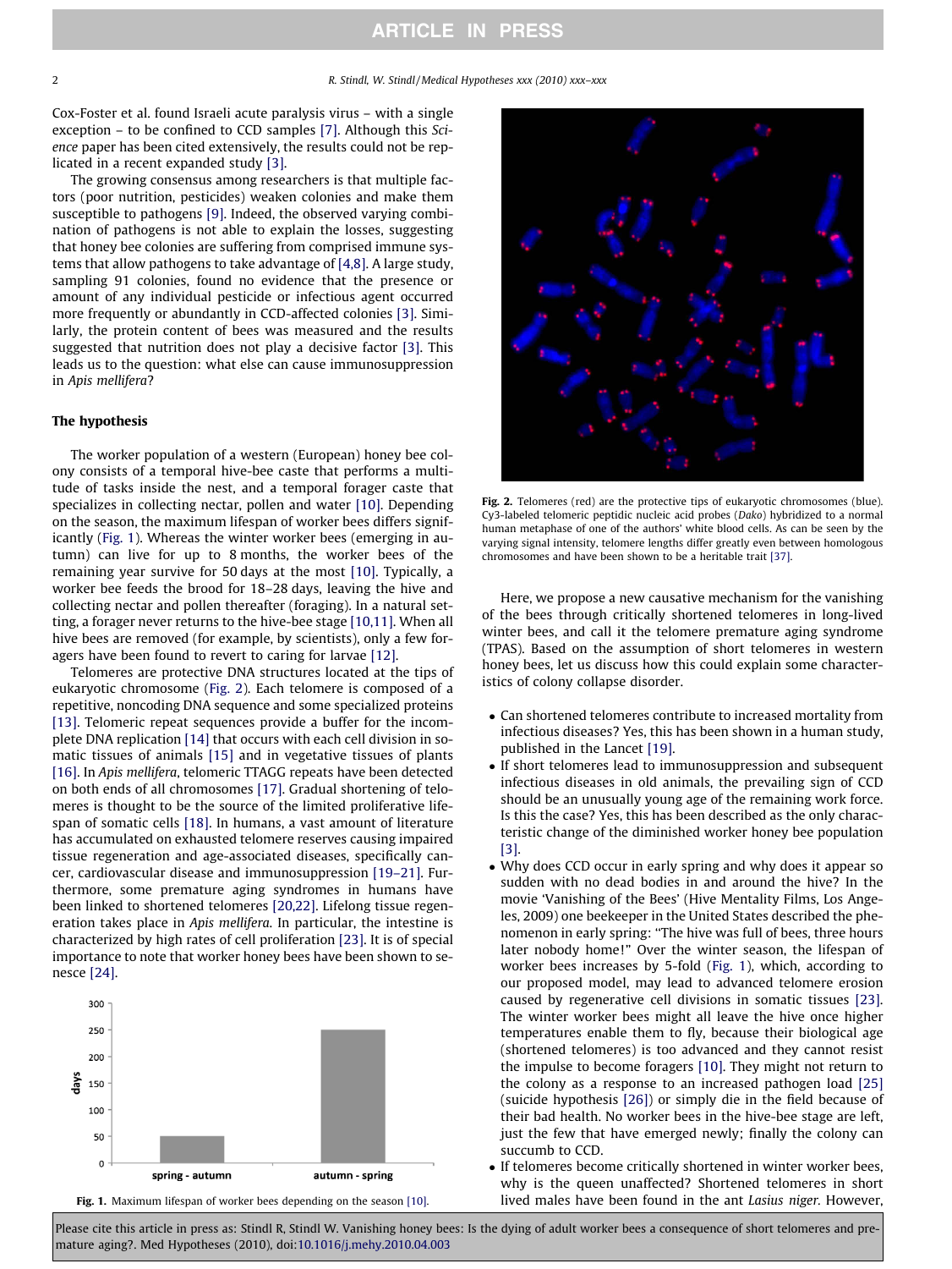Cox-Foster et al. found Israeli acute paralysis virus – with a single exception – to be confined to CCD samples [7]. Although this *Science* paper has been cited extensively, the results could not be replicated in a recent expanded study [3].

The growing consensus among researchers is that multiple factors (poor nutrition, pesticides) weaken colonies and make them susceptible to pathogens [9]. Indeed, the observed varying combination of pathogens is not able to explain the losses, suggesting that honey bee colonies are suffering from comprised immune systems that allow pathogens to take advantage of [4,8]. A large study, sampling 91 colonies, found no evidence that the presence or amount of any individual pesticide or infectious agent occurred more frequently or abundantly in CCD-affected colonies [3]. Similarly, the protein content of bees was measured and the results suggested that nutrition does not play a decisive factor [3]. This leads us to the question: what else can cause immunosuppression in *Apis mellifera*?

## The hypothesis

The worker population of a western (European) honey bee colony consists of a temporal hive-bee caste that performs a multitude of tasks inside the nest, and a temporal forager caste that specializes in collecting nectar, pollen and water [10]. Depending on the season, the maximum lifespan of worker bees differs significantly (Fig. 1). Whereas the winter worker bees (emerging in autumn) can live for up to 8 months, the worker bees of the remaining year survive for 50 days at the most [10]. Typically, a worker bee feeds the brood for 18–28 days, leaving the hive and collecting nectar and pollen thereafter (foraging). In a natural setting, a forager never returns to the hive-bee stage [10,11]. When all hive bees are removed (for example, by scientists), only a few foragers have been found to revert to caring for larvae [12].

Telomeres are protective DNA structures located at the tips of eukaryotic chromosome (Fig. 2). Each telomere is composed of a repetitive, noncoding DNA sequence and some specialized proteins [13]. Telomeric repeat sequences provide a buffer for the incomplete DNA replication [14] that occurs with each cell division in somatic tissues of animals [15] and in vegetative tissues of plants [16]. In *Apis mellifera*, telomeric TTAGG repeats have been detected on both ends of all chromosomes [17]. Gradual shortening of telomeres is thought to be the source of the limited proliferative lifespan of somatic cells [18]. In humans, a vast amount of literature has accumulated on exhausted telomere reserves causing impaired tissue regeneration and age-associated diseases, specifically cancer, cardiovascular disease and immunosuppression [19–21]. Furthermore, some premature aging syndromes in humans have been linked to shortened telomeres [20,22]. Lifelong tissue regeneration takes place in *Apis mellifera*. In particular, the intestine is characterized by high rates of cell proliferation [23]. It is of special importance to note that worker honey bees have been shown to senesce [24].

Fig. 1. Maximum lifespan of worker bees depending on the season [10].

Fig. 2. Telomeres (red) are the protective tips of eukaryotic chromosomes (blue). Cy3-labeled telomeric peptidic nucleic acid probes (*Dako*) hybridized to a normal human metaphase of one of the authors' white blood cells. As can be seen by the varying signal intensity, telomere lengths differ greatly even between homologous chromosomes and have been shown to be a heritable trait [37].

Here, we propose a new causative mechanism for the vanishing of the bees through critically shortened telomeres in long-lived winter bees, and call it the telomere premature aging syndrome (TPAS). Based on the assumption of short telomeres in western honey bees, let us discuss how this could explain some characteristics of colony collapse disorder.

- Can shortened telomeres contribute to increased mortality from infectious diseases? Yes, this has been shown in a human study, published in the Lancet [19].
- If short telomeres lead to immunosuppression and subsequent infectious diseases in old animals, the prevailing sign of CCD should be an unusually young age of the remaining work force. Is this the case? Yes, this has been described as the only characteristic change of the diminished worker honey bee population [3].
- Why does CCD occur in early spring and why does it appear so sudden with no dead bodies in and around the hive? In the movie 'Vanishing of the Bees' (Hive Mentality Films, Los Angeles, 2009) one beekeeper in the United States described the phenomenon in early spring: "The hive was full of bees, three hours later nobody home!" Over the winter season, the lifespan of worker bees increases by 5-fold (Fig. 1), which, according to our proposed model, may lead to advanced telomere erosion caused by regenerative cell divisions in somatic tissues [23]. The winter worker bees might all leave the hive once higher temperatures enable them to fly, because their biological age (shortened telomeres) is too advanced and they cannot resist the impulse to become foragers [10]. They might not return to the colony as a response to an increased pathogen load [25] (suicide hypothesis [26]) or simply die in the field because of their bad health. No worker bees in the hive-bee stage are left, just the few that have emerged newly; finally the colony can succumb to CCD.
- If telomeres become critically shortened in winter worker bees, why is the queen unaffected? Shortened telomeres in short lived males have been found in the ant *Lasius niger*. However,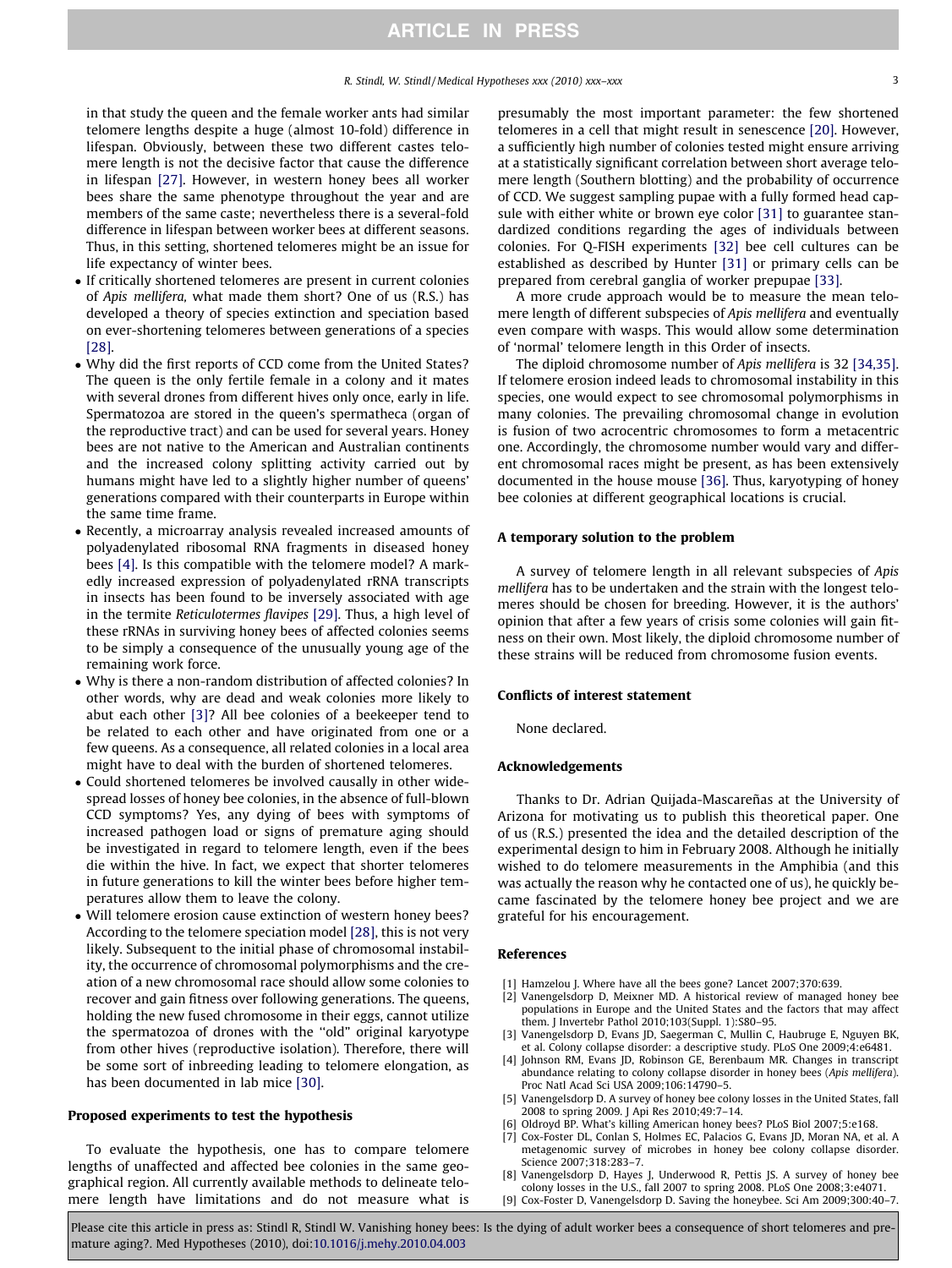in that study the queen and the female worker ants had similar telomere lengths despite a huge (almost 10-fold) difference in lifespan. Obviously, between these two different castes telomere length is not the decisive factor that cause the difference in lifespan [27]. However, in western honey bees all worker bees share the same phenotype throughout the year and are members of the same caste; nevertheless there is a several-fold difference in lifespan between worker bees at different seasons. Thus, in this setting, shortened telomeres might be an issue for life expectancy of winter bees.

- If critically shortened telomeres are present in current colonies of *Apis mellifera,* what made them short? One of us (R.S.) has developed a theory of species extinction and speciation based on ever-shortening telomeres between generations of a species [28].
- Why did the first reports of CCD come from the United States? The queen is the only fertile female in a colony and it mates with several drones from different hives only once, early in life. Spermatozoa are stored in the queen's spermatheca (organ of the reproductive tract) and can be used for several years. Honey bees are not native to the American and Australian continents and the increased colony splitting activity carried out by humans might have led to a slightly higher number of queens' generations compared with their counterparts in Europe within the same time frame.
- Recently, a microarray analysis revealed increased amounts of polyadenylated ribosomal RNA fragments in diseased honey bees [4]. Is this compatible with the telomere model? A markedly increased expression of polyadenylated rRNA transcripts in insects has been found to be inversely associated with age in the termite *Reticulotermes flavipes* [29]. Thus, a high level of these rRNAs in surviving honey bees of affected colonies seems to be simply a consequence of the unusually young age of the remaining work force.
- Why is there a non-random distribution of affected colonies? In other words, why are dead and weak colonies more likely to abut each other [3]? All bee colonies of a beekeeper tend to be related to each other and have originated from one or a few queens. As a consequence, all related colonies in a local area might have to deal with the burden of shortened telomeres.
- Could shortened telomeres be involved causally in other widespread losses of honey bee colonies, in the absence of full-blown CCD symptoms? Yes, any dying of bees with symptoms of increased pathogen load or signs of premature aging should be investigated in regard to telomere length, even if the bees die within the hive. In fact, we expect that shorter telomeres in future generations to kill the winter bees before higher temperatures allow them to leave the colony.
- Will telomere erosion cause extinction of western honey bees? According to the telomere speciation model [28], this is not very likely. Subsequent to the initial phase of chromosomal instability, the occurrence of chromosomal polymorphisms and the creation of a new chromosomal race should allow some colonies to recover and gain fitness over following generations. The queens, holding the new fused chromosome in their eggs, cannot utilize the spermatozoa of drones with the "old" original karyotype from other hives (reproductive isolation). Therefore, there will be some sort of inbreeding leading to telomere elongation, as has been documented in lab mice [30].

## Proposed experiments to test the hypothesis

To evaluate the hypothesis, one has to compare telomere lengths of unaffected and affected bee colonies in the same geographical region. All currently available methods to delineate telomere length have limitations and do not measure what is presumably the most important parameter: the few shortened telomeres in a cell that might result in senescence [20]. However, a sufficiently high number of colonies tested might ensure arriving at a statistically significant correlation between short average telomere length (Southern blotting) and the probability of occurrence of CCD. We suggest sampling pupae with a fully formed head capsule with either white or brown eye color [31] to guarantee standardized conditions regarding the ages of individuals between colonies. For Q-FISH experiments [32] bee cell cultures can be established as described by Hunter [31] or primary cells can be prepared from cerebral ganglia of worker prepupae [33].

A more crude approach would be to measure the mean telomere length of different subspecies of *Apis mellifera* and eventually even compare with wasps. This would allow some determination of 'normal' telomere length in this Order of insects.

The diploid chromosome number of *Apis mellifera* is 32 [34,35]. If telomere erosion indeed leads to chromosomal instability in this species, one would expect to see chromosomal polymorphisms in many colonies. The prevailing chromosomal change in evolution is fusion of two acrocentric chromosomes to form a metacentric one. Accordingly, the chromosome number would vary and different chromosomal races might be present, as has been extensively documented in the house mouse [36]. Thus, karyotyping of honey bee colonies at different geographical locations is crucial.

## A temporary solution to the problem

A survey of telomere length in all relevant subspecies of *Apis mellifera* has to be undertaken and the strain with the longest telomeres should be chosen for breeding. However, it is the authors' opinion that after a few years of crisis some colonies will gain fitness on their own. Most likely, the diploid chromosome number of these strains will be reduced from chromosome fusion events.

## Conflicts of interest statement

None declared.

## Acknowledgements

Thanks to Dr. Adrian Quijada-Mascareñas at the University of Arizona for motivating us to publish this theoretical paper. One of us (R.S.) presented the idea and the detailed description of the experimental design to him in February 2008. Although he initially wished to do telomere measurements in the Amphibia (and this was actually the reason why he contacted one of us), he quickly became fascinated by the telomere honey bee project and we are grateful for his encouragement.

## References

[1] Hamzelou J. Where have all the bees gone? Lancet 2007;370:639.
[2] Vanengelsdorp D, Meixner MD. A historical review of managed honey bee populations in Europe and the United States and the factors that may affect them. J Invertebr Pathol 2010;103(Suppl. 1):S80–95.
[3] Vanengelsdorp D, Evans JD, Saegerman C, Mullin C, Haubruge E, Nguyen BK, et al. Colony collapse disorder: a descriptive study. PLoS One 2009;4:e6481.
[4] Johnson RM, Evans JD, Robinson GE, Berenbaum MR. Changes in transcript abundance relating to colony collapse disorder in honey bees (*Apis mellifera*). Proc Natl Acad Sci USA 2009;106:14790–5.
[5] Vanengelsdorp D. A survey of honey bee colony losses in the United States, fall 2008 to spring 2009. J Api Res 2010;49:7–14.
[6] Oldroyd BP. What's killing American honey bees? PLoS Biol 2007;5:e168.
[7] Cox-Foster DL, Conlan S, Holmes EC, Palacios G, Evans JD, Moran NA, et al. A metagenomic survey of microbes in honey bee colony collapse disorder. Science 2007;318:283–7.
[8] Vanengelsdorp D, Hayes J, Underwood R, Pettis JS. A survey of honey bee colony losses in the U.S., fall 2007 to spring 2008. PLoS One 2008;3:e4071.
[9] Cox-Foster D, Vanengelsdorp D. Saving the honeybee. Sci Am 2009;300:40–7.

Please cite this article in press as: Stindl R, Stindl W. Vanishing honey bees: Is the dying of adult worker bees a consequence of short telomeres and premature aging?. Med Hypotheses (2010), doi:10.1016/j.mehy.2010.04.003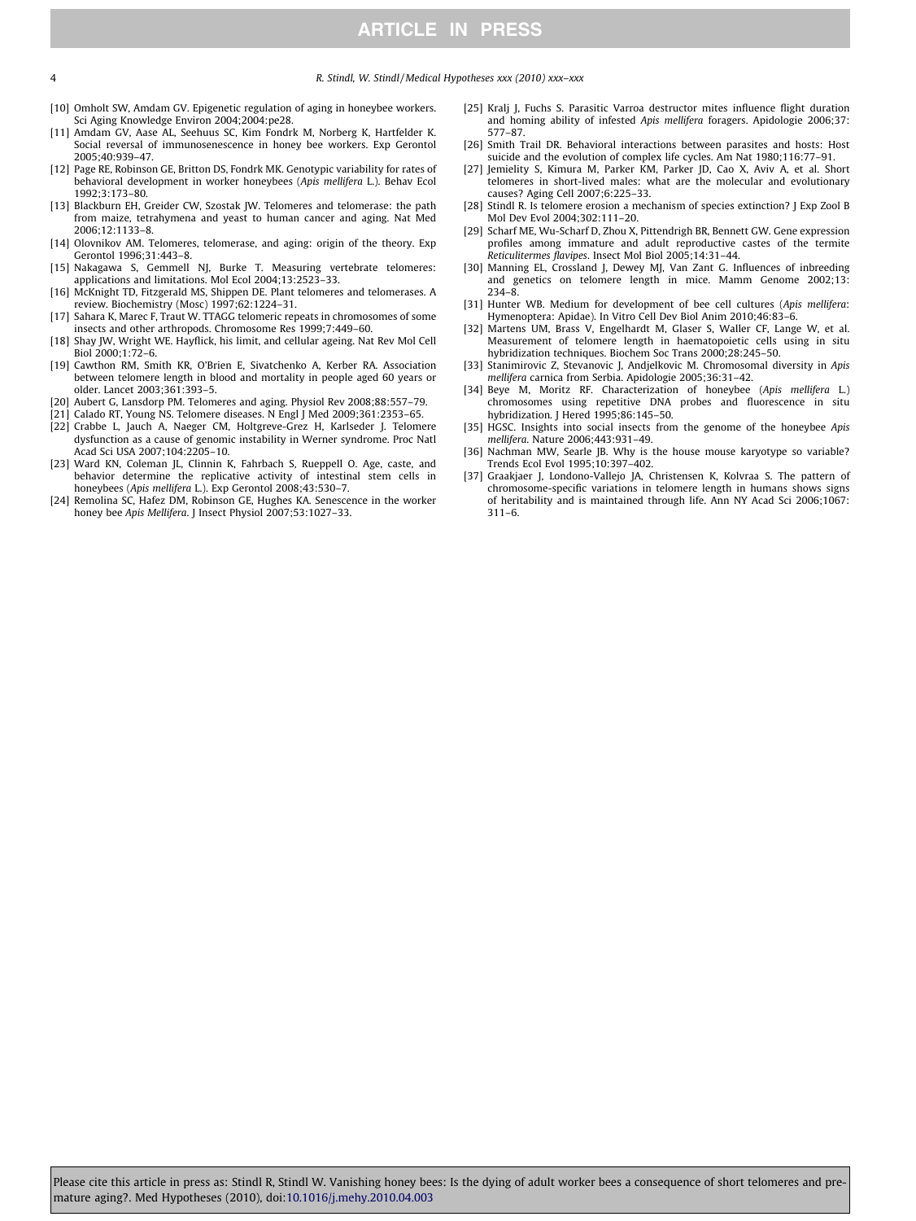[10] Omholt SW, Amdam GV. Epigenetic regulation of aging in honeybee workers. Sci Aging Knowledge Environ 2004;2004:pe28.

[11] Amdam GV, Aase AL, Seehuus SC, Kim Fondrk M, Norberg K, Hartfelder K. Social reversal of immunosenescence in honey bee workers. Exp Gerontol 2005;40:939–47.

[12] Page RE, Robinson GE, Britton DS, Fondrk MK. Genotypic variability for rates of behavioral development in worker honeybees (*Apis mellifera* L.). Behav Ecol 1992;3:173–80.

[13] Blackburn EH, Greider CW, Szostak JW. Telomeres and telomerase: the path from maize, tetrahymena and yeast to human cancer and aging. Nat Med 2006;12:1133–8.

[14] Olovnikov AM. Telomeres, telomerase, and aging: origin of the theory. Exp Gerontol 1996;31:443–8.

[15] Nakagawa S, Gemmell NJ, Burke T. Measuring vertebrate telomeres: applications and limitations. Mol Ecol 2004;13:2523–33.

[16] McKnight TD, Fitzgerald MS, Shippen DE. Plant telomeres and telomerases. A review. Biochemistry (Mosc) 1997;62:1224–31.

[17] Sahara K, Marec F, Traut W. TTAGG telomeric repeats in chromosomes of some insects and other arthropods. Chromosome Res 1999;7:449–60.

[18] Shay JW, Wright WE. Hayflick, his limit, and cellular ageing. Nat Rev Mol Cell Biol 2000;1:72–6.

[19] Cawthon RM, Smith KR, O'Brien E, Sivatchenko A, Kerber RA. Association between telomere length in blood and mortality in people aged 60 years or older. Lancet 2003;361:393–5.

[20] Aubert G, Lansdorp PM. Telomeres and aging. Physiol Rev 2008;88:557–79.

[21] Calado RT, Young NS. Telomere diseases. N Engl J Med 2009;361:2353–65.

[22] Crabbe L, Jauch A, Naeger CM, Holtgreve-Grez H, Karlseder J. Telomere dysfunction as a cause of genomic instability in Werner syndrome. Proc Natl Acad Sci USA 2007;104:2205–10.

[23] Ward KN, Coleman JL, Clinnin K, Fahrbach S, Rueppell O. Age, caste, and behavior determine the replicative activity of intestinal stem cells in honeybees (*Apis mellifera* L.). Exp Gerontol 2008;43:530–7.

[24] Remolina SC, Hafez DM, Robinson GE, Hughes KA. Senescence in the worker honey bee *Apis Mellifera*. J Insect Physiol 2007;53:1027–33.

[25] Kralj J, Fuchs S. Parasitic Varroa destructor mites influence flight duration and homing ability of infested *Apis mellifera* foragers. Apidologie 2006;37:577–87.

[26] Smith Trail DR. Behavioral interactions between parasites and hosts: Host suicide and the evolution of complex life cycles. Am Nat 1980;116:77–91.

[27] Jemielity S, Kimura M, Parker KM, Parker JD, Cao X, Aviv A, et al. Short telomeres in short-lived males: what are the molecular and evolutionary causes? Aging Cell 2007;6:225–33.

[28] Stindl R. Is telomere erosion a mechanism of species extinction? J Exp Zool B Mol Dev Evol 2004;302:111–20.

[29] Scharf ME, Wu-Scharf D, Zhou X, Pittendrigh BR, Bennett GW. Gene expression profiles among immature and adult reproductive castes of the termite *Reticulitermes flavipes*. Insect Mol Biol 2005;14:31–44.

[30] Manning EL, Crossland J, Dewey MJ, Van Zant G. Influences of inbreeding and genetics on telomere length in mice. Mamm Genome 2002;13:234–8.

[31] Hunter WB. Medium for development of bee cell cultures (*Apis mellifera*: Hymenoptera: Apidae). In Vitro Cell Dev Biol Anim 2010;46:83–6.

[32] Martens UM, Brass V, Engelhardt M, Glaser S, Waller CF, Lange W, et al. Measurement of telomere length in haematopoietic cells using in situ hybridization techniques. Biochem Soc Trans 2000;28:245–50.

[33] Stanimirovic Z, Stevanovic J, Andjelkovic M. Chromosomal diversity in *Apis mellifera* carnica from Serbia. Apidologie 2005;36:31–42.

[34] Beye M, Moritz RF. Characterization of honeybee (*Apis mellifera* L.) chromosomes using repetitive DNA probes and fluorescence in situ hybridization. J Hered 1995;86:145–50.

[35] HGSC. Insights into social insects from the genome of the honeybee *Apis mellifera*. Nature 2006;443:931–49.

[36] Nachman MW, Searle JB. Why is the house mouse karyotype so variable? Trends Ecol Evol 1995;10:397–402.

[37] Graakjaer J, Londono-Vallejo JA, Christensen K, Kolvraa S. The pattern of chromosome-specific variations in telomere length in humans shows signs of heritability and is maintained through life. Ann NY Acad Sci 2006;1067:311–6.